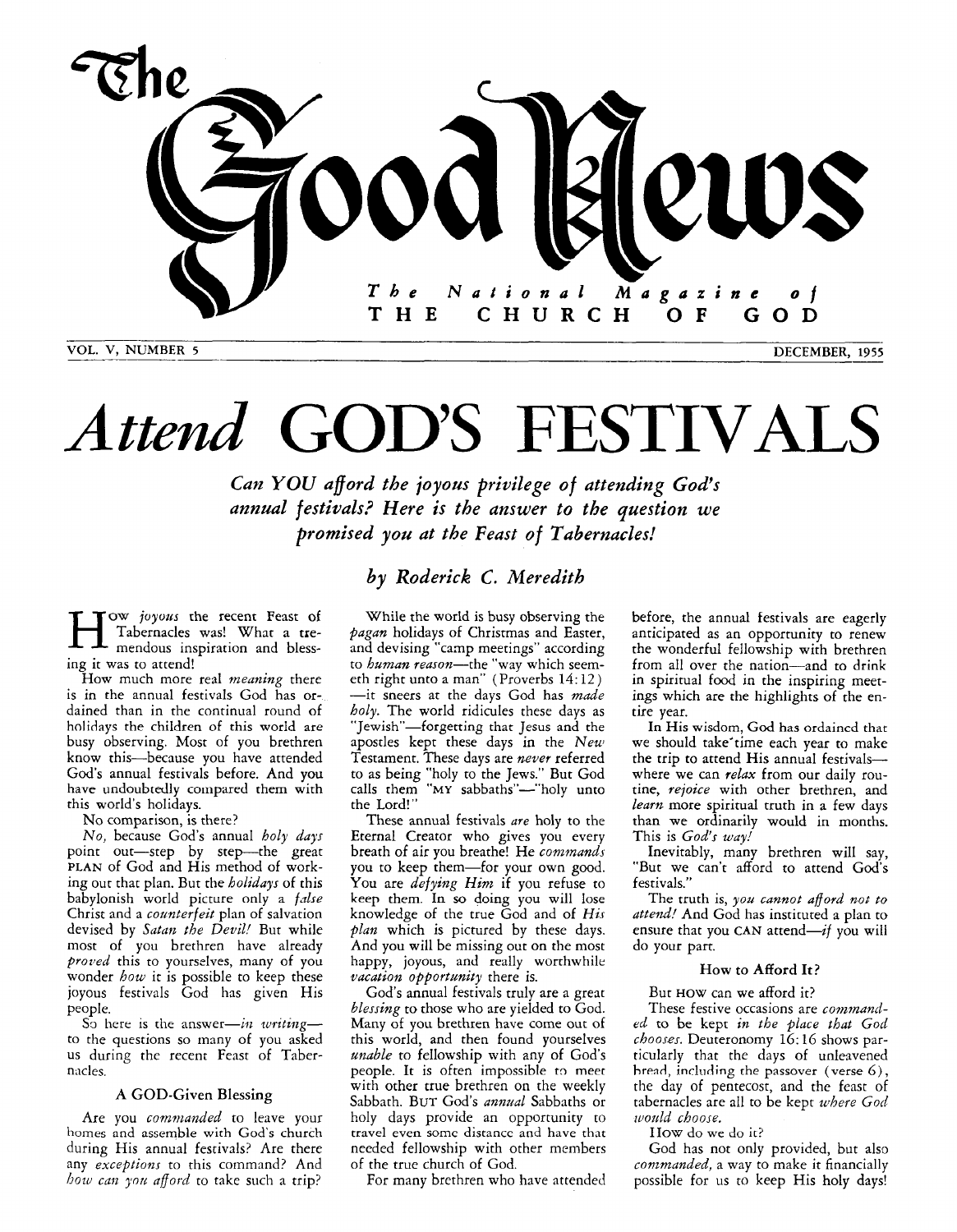# The Good News

The National Magazine of THE CHURCH OF GOD

VOL. V, NUMBER 5 — DECEMBER, 1955

# *Attend* GOD'S FESTIVALS

***Can YOU afford the joyous privilege of attending God's annual festivals? Here is the answer to the question we promised you at the Feast of Tabernacles!***

*by Roderick C. Meredith*

HOW *joyous* the recent Feast of Tabernacles was! What a tremendous inspiration and blessing it was to attend!

How much more real *meaning* there is in the annual festivals God has ordained than in the continual round of holidays the children of this world are busy observing. Most of you brethren know this—because you have attended God's annual festivals before. And you have undoubtedly compared them with this world's holidays.

No comparison, is there?

*No,* because God's annual *holy days* point out—step by step—the great PLAN of God and His method of working out that plan. But the *holidays* of this babylonish world picture only a *false* Christ and a *counterfeit* plan of salvation devised by *Satan the Devil!* But while most of you brethren have already *proved* this to yourselves, many of you wonder *how* it is possible to keep these joyous festivals God has given His people.

So here is the answer—*in writing*—to the questions so many of you asked us during the recent Feast of Tabernacles.

## A GOD-Given Blessing

Are you *commanded* to leave your homes and assemble with God's church during His annual festivals? Are there any *exceptions* to this command? And *how can you afford* to take such a trip?

While the world is busy observing the *pagan* holidays of Christmas and Easter, and devising "camp meetings" according to *human reason*—the "way which seemeth right unto a man" (Proverbs 14:12)—it sneers at the days God has *made holy.* The world ridicules these days as "Jewish"—forgetting that Jesus and the apostles kept these days in the *New* Testament. These days are *never* referred to as being "holy to the Jews." But God calls them "MY sabbaths"—"holy unto the Lord!"

These annual festivals *are* holy to the Eternal Creator who gives you every breath of air you breathe! He *commands* you to keep them—for your own good. You are *defying Him* if you refuse to keep them. In so doing you will lose knowledge of the true God and of *His plan* which is pictured by these days. And you will be missing out on the most happy, joyous, and really worthwhile *vacation opportunity* there is.

God's annual festivals truly are a great *blessing* to those who are yielded to God. Many of you brethren have come out of this world, and then found yourselves *unable* to fellowship with any of God's people. It is often impossible to meet with other true brethren on the weekly Sabbath. BUT God's *annual* Sabbaths or holy days provide an opportunity to travel even some distance and have that needed fellowship with other members of the true church of God.

For many brethren who have attended before, the annual festivals are eagerly anticipated as an opportunity to renew the wonderful fellowship with brethren from all over the nation—and to drink in spiritual food in the inspiring meetings which are the highlights of the entire year.

In His wisdom, God has ordained that we should take time each year to make the trip to attend His annual festivals—where we can *relax* from our daily routine, *rejoice* with other brethren, and *learn* more spiritual truth in a few days than we ordinarily would in months. This is *God's way!*

Inevitably, many brethren will say, "But we can't afford to attend God's festivals."

The truth is, *you cannot afford not to attend!* And God has instituted a plan to ensure that you CAN attend—*if* you will do your part.

## How to Afford It?

But HOW can we afford it?

These festive occasions are *commanded* to be kept *in the place that God chooses.* Deuteronomy 16:16 shows particularly that the days of unleavened bread, including the passover (verse 6), the day of pentecost, and the feast of tabernacles are all to be kept *where God would choose.*

How do we do it?

God has not only provided, but also *commanded,* a way to make it financially possible for us to keep His holy days!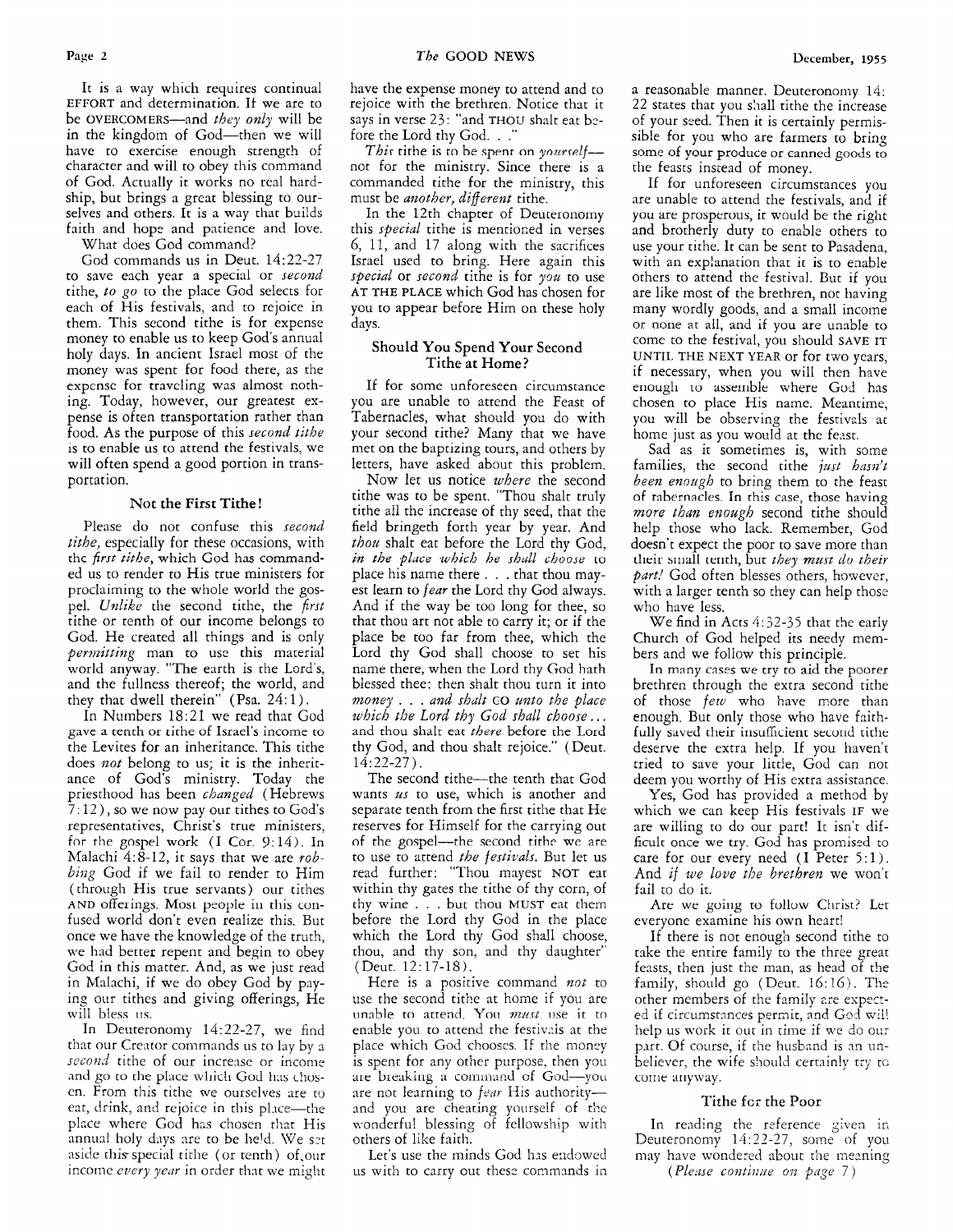It is a way which requires continual EFFORT and determination. If we are to be OVERCOMERS—and *they only* will be in the kingdom of God—then we will have to exercise enough strength of character and will to obey this command of God. Actually it works no real hardship, but brings a great blessing to ourselves and others. It is a way that builds faith and hope and patience and love.

What does God command?

God commands us in Deut. 14:22-27 to save each year a special or *second* tithe, *to go* to the place God selects for each of His festivals, and to rejoice in them. This second tithe is for expense money to enable us to keep God's annual holy days. In ancient Israel most of the money was spent for food there, as the expense for traveling was almost nothing. Today, however, our greatest expense is often transportation rather than food. As the purpose of this *second tithe* is to enable us to attend the festivals, we will often spend a good portion in transportation.

### Not the First Tithe!

Please do not confuse this *second tithe,* especially for these occasions, with the *first tithe*, which God has commanded us to render to His true ministers for proclaiming to the whole world the gospel. *Unlike* the second tithe, the *first* tithe or tenth of our income belongs to God. He created all things and is only *permitting* man to use this material world anyway. "The earth is the Lord's, and the fullness thereof; the world, and they that dwell therein" (Psa. 24:1).

In Numbers 18:21 we read that God gave a tenth or tithe of Israel's income to the Levites for an inheritance. This tithe does *not* belong to us; it is the inheritance of God's ministry. Today the priesthood has been *changed* (Hebrews 7:12), so we now pay our tithes to God's representatives, Christ's true ministers, for the gospel work (I Cor. 9:14). In Malachi 4:8-12, it says that we are *robbing* God if we fail to render to Him (through His true servants) our tithes AND offerings. Most people in this confused world don't even realize this. But once we have the knowledge of the truth, we had better repent and begin to obey God in this matter. And, as we just read in Malachi, if we do obey God by paying our tithes and giving offerings, He will bless us.

In Deuteronomy 14:22-27, we find that our Creator commands us to lay by a *second* tithe of our increase or income and go to the place which God has chosen. From this tithe we ourselves are to eat, drink, and rejoice in this place—the place where God has chosen that His annual holy days are to be held. We set aside this special tithe (or tenth) of our income *every year* in order that we might have the expense money to attend and to rejoice with the brethren. Notice that it says in verse 23: "and THOU shalt eat before the Lord thy God. . ."

*This* tithe is to be spent on *yourself*—not for the ministry. Since there is a commanded tithe for the ministry, this must be *another, different* tithe.

In the 12th chapter of Deuteronomy this *special* tithe is mentioned in verses 6, 11, and 17 along with the sacrifices Israel used to bring. Here again this *special* or *second* tithe is for *you* to use AT THE PLACE which God has chosen for you to appear before Him on these holy days.

### Should You Spend Your Second Tithe at Home?

If for some unforeseen circumstance you are unable to attend the Feast of Tabernacles, what should you do with your second tithe? Many that we have met on the baptizing tours, and others by letters, have asked about this problem.

Now let us notice *where* the second tithe was to be spent. "Thou shalt truly tithe all the increase of thy seed, that the field bringeth forth year by year. And *thou* shalt eat before the Lord thy God, *in the place which he shall choose* to place his name there . . . that thou mayest learn to *fear* the Lord thy God always. And if the way be too long for thee, so that thou art not able to carry it; or if the place be too far from thee, which the Lord thy God shall choose to set his name there, when the Lord thy God hath blessed thee: then shalt thou turn it into *money . . . and shalt* GO *unto the place which the Lord thy God shall choose . . .* and thou shalt eat *there* before the Lord thy God, and thou shalt rejoice." (Deut. 14:22-27).

The second tithe—the tenth that God wants *us* to use, which is another and separate tenth from the first tithe that He reserves for Himself for the carrying out of the gospel—the second tithe we are to use to attend *the festivals.* But let us read further: "Thou mayest NOT eat within thy gates the tithe of thy corn, of thy wine . . . but thou MUST eat them before the Lord thy God in the place which the Lord thy God shall choose, thou, and thy son, and thy daughter" (Deut. 12:17-18).

Here is a positive command *not* to use the second tithe at home if you are unable to attend. You *must* use it to enable you to attend the festivals at the place which God chooses. If the money is spent for any other purpose, then you are breaking a command of God—you are not learning to *fear* His authority—and you are cheating yourself of the wonderful blessing of fellowship with others of like faith.

Let's use the minds God has endowed us with to carry out these commands in a reasonable manner. Deuteronomy 14:22 states that you shall tithe the increase of your seed. Then it is certainly permissible for you who are farmers to bring some of your produce or canned goods to the feasts instead of money.

If for unforeseen circumstances you are unable to attend the festivals, and if you are prosperous, it would be the right and brotherly duty to enable others to use your tithe. It can be sent to Pasadena, with an explanation that it is to enable others to attend the festival. But if you are like most of the brethren, not having many wordly goods, and a small income or none at all, and if you are unable to come to the festival, you should SAVE IT UNTIL THE NEXT YEAR or for two years, if necessary, when you will then have enough to assemble where God has chosen to place His name. Meantime, you will be observing the festivals at home just as you would at the feast.

Sad as it sometimes is, with some families, the second tithe *just hasn't been enough* to bring them to the feast of tabernacles. In this case, those having *more than enough* second tithe should help those who lack. Remember, God doesn't expect the poor to save more than their small tenth, but *they must do their part!* God often blesses others, however, with a larger tenth so they can help those who have less.

We find in Acts 4:32-35 that the early Church of God helped its needy members and we follow this principle.

In many cases we try to aid the poorer brethren through the extra second tithe of those *few* who have more than enough. But only those who have faithfully saved their insufficient second tithe deserve the extra help. If you haven't tried to save your little, God can not deem you worthy of His extra assistance.

Yes, God has provided a method by which we can keep His festivals IF we are willing to do our part! It isn't difficult once we try. God has promised to care for our every need (I Peter 5:1). And *if we love the brethren* we won't fail to do it.

Are we going to follow Christ? Let everyone examine his own heart!

If there is not enough second tithe to take the entire family to the three great feasts, then just the man, as head of the family, should go (Deut. 16:16). The other members of the family are expected if circumstances permit, and God will help us work it out in time if we do our part. Of course, if the husband is an unbeliever, the wife should certainly try to come anyway.

### Tithe for the Poor

In reading the reference given in Deuteronomy 14:22-27, some of you may have wondered about the meaning

*(Please continue on page 7)*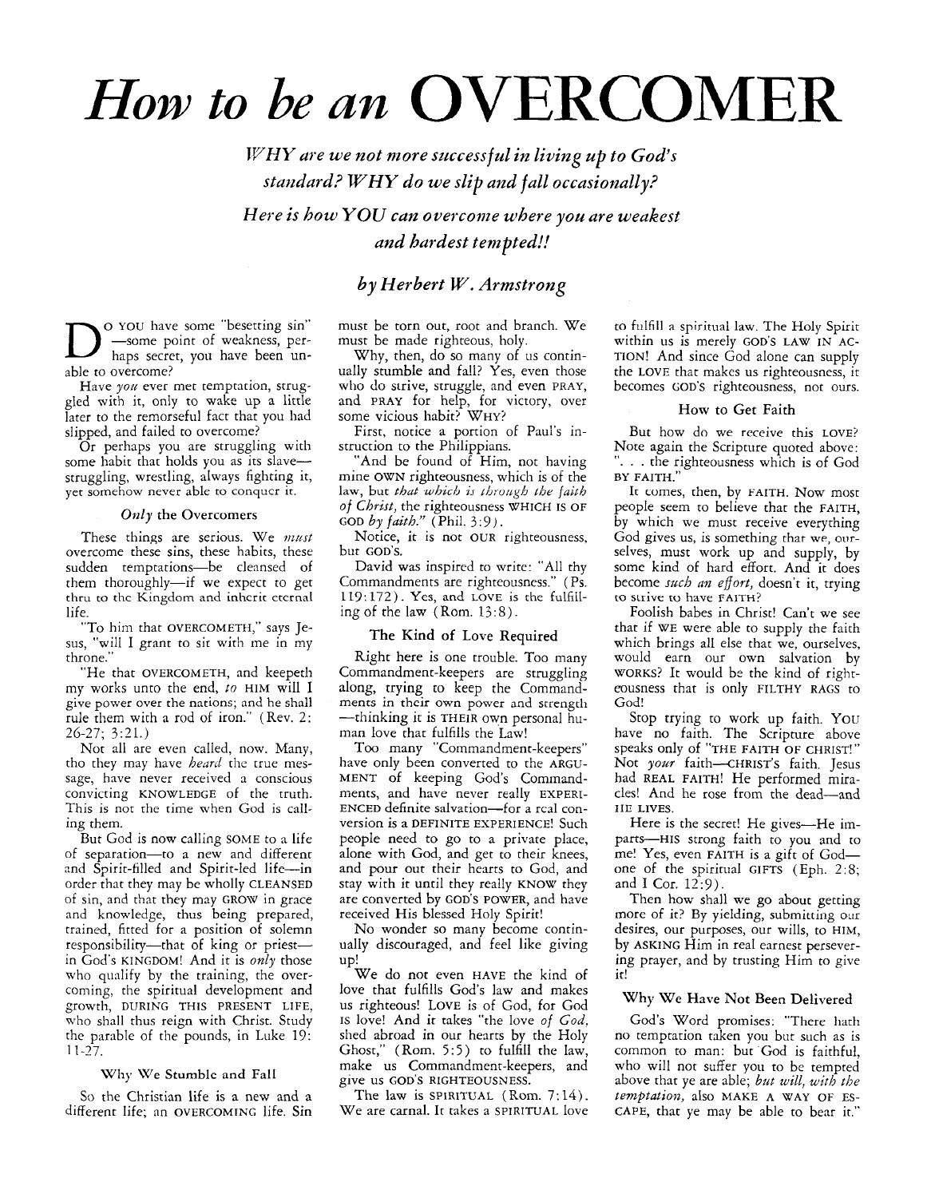# *How to be an* OVERCOMER

*WHY are we not more successful in living up to God's standard? WHY do we slip and fall occasionally?*

*Here is how YOU can overcome where you are weakest and hardest tempted!!*

*by Herbert W. Armstrong*

DO YOU have some "besetting sin" —some point of weakness, perhaps secret, you have been unable to overcome?

Have *you* ever met temptation, struggled with it, only to wake up a little later to the remorseful fact that you had slipped, and failed to overcome?

Or perhaps you are struggling with some habit that holds you as its slave—struggling, wrestling, always fighting it, yet somehow never able to conquer it.

### *Only* the Overcomers

These things are serious. We *must* overcome these sins, these habits, these sudden temptations—be cleansed of them thoroughly—if we expect to get thru to the Kingdom and inherit eternal life.

"To him that OVERCOMETH," says Jesus, "will I grant to sit with me in my throne."

"He that OVERCOMETH, and keepeth my works unto the end, *to* HIM will I give power over the nations; and he shall rule them with a rod of iron." (Rev. 2: 26-27; 3:21.)

Not all are even called, now. Many, tho they may have *heard* the true message, have never received a conscious convicting KNOWLEDGE of the truth. This is not the time when God is calling them.

But God is now calling SOME to a life of separation—to a new and different and Spirit-filled and Spirit-led life—in order that they may be wholly CLEANSED of sin, and that they may GROW in grace and knowledge, thus being prepared, trained, fitted for a position of solemn responsibility—that of king or priest—in God's KINGDOM! And it is *only* those who qualify by the training, the overcoming, the spiritual development and growth, DURING THIS PRESENT LIFE, who shall thus reign with Christ. Study the parable of the pounds, in Luke 19: 11-27.

### Why We Stumble and Fall

So the Christian life is a new and a different life; an OVERCOMING life. Sin must be torn out, root and branch. We must be made righteous, holy.

Why, then, do so many of us continually stumble and fall? Yes, even those who do strive, struggle, and even PRAY, and PRAY for help, for victory, over some vicious habit? WHY?

First, notice a portion of Paul's instruction to the Philippians.

"And be found of Him, not having mine OWN righteousness, which is of the law, but *that which is through the faith of Christ,* the righteousness WHICH IS OF GOD *by faith.*" (Phil. 3:9).

Notice, it is not OUR righteousness, but GOD'S.

David was inspired to write: "All thy Commandments are righteousness." (Ps. 119:172). Yes, and LOVE is the fulfilling of the law (Rom. 13:8).

### The Kind of Love Required

Right here is one trouble. Too many Commandment-keepers are struggling along, trying to keep the Commandments in their own power and strength—thinking it is THEIR own personal human love that fulfills the Law!

Too many "Commandment-keepers" have only been converted to the ARGUMENT of keeping God's Commandments, and have never really EXPERIENCED definite salvation—for a real conversion is a DEFINITE EXPERIENCE! Such people need to go to a private place, alone with God, and get to their knees, and pour out their hearts to God, and stay with it until they really KNOW they are converted by GOD'S POWER, and have received His blessed Holy Spirit!

No wonder so many become continually discouraged, and feel like giving up!

We do not even HAVE the kind of love that fulfills God's law and makes us righteous! LOVE is of God, for God IS love! And it takes "the love *of God,* shed abroad in our hearts by the Holy Ghost," (Rom. 5:5) to fulfill the law, make us Commandment-keepers, and give us GOD'S RIGHTEOUSNESS.

The law is SPIRITUAL (Rom. 7:14). We are carnal. It takes a SPIRITUAL love to fulfill a spiritual law. The Holy Spirit within us is merely GOD'S LAW IN ACTION! And since God alone can supply the LOVE that makes us righteousness, it becomes GOD'S righteousness, not ours.

### How to Get Faith

But how do we receive this LOVE? Note again the Scripture quoted above: ". . . the righteousness which is of God BY FAITH."

It comes, then, by FAITH. Now most people seem to believe that the FAITH, by which we must receive everything God gives us, is something that we, ourselves, must work up and supply, by some kind of hard effort. And it does become *such an effort,* doesn't it, trying to strive to have FAITH?

Foolish babes in Christ! Can't we see that if WE were able to supply the faith which brings all else that we, ourselves, would earn our own salvation by WORKS? It would be the kind of righteousness that is only FILTHY RAGS to God!

Stop trying to work up faith. YOU have no faith. The Scripture above speaks only of "THE FAITH OF CHRIST!" Not *your* faith—CHRIST'S faith. Jesus had REAL FAITH! He performed miracles! And he rose from the dead—and HE LIVES.

Here is the secret! He gives—He imparts—HIS strong faith to you and to me! Yes, even FAITH is a gift of God—one of the spiritual GIFTS (Eph. 2:8; and I Cor. 12:9).

Then how shall we go about getting more of it? By yielding, submitting our desires, our purposes, our wills, to HIM, by ASKING Him in real earnest persevering prayer, and by trusting Him to give it!

### Why We Have Not Been Delivered

God's Word promises: "There hath no temptation taken you but such as is common to man: but God is faithful, who will not suffer you to be tempted above that ye are able; *but will, with the temptation,* also MAKE A WAY OF ESCAPE, that ye may be able to bear it."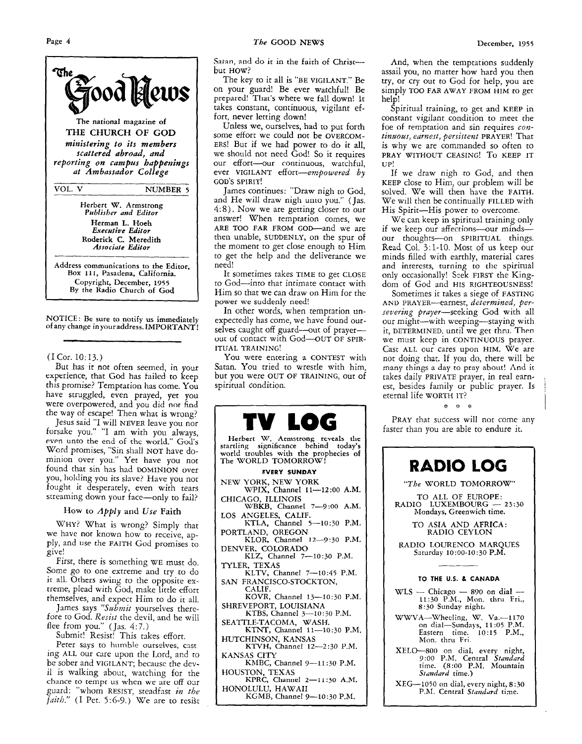# The Good News

The national magazine of
**THE CHURCH OF GOD**
*ministering to its members scattered abroad, and reporting on campus happenings at Ambassador College*

VOL. V — NUMBER 5

Herbert W. Armstrong
*Publisher and Editor*

Herman L. Hoeh
*Executive Editor*

Roderick C. Meredith
*Associate Editor*

Address communications to the Editor, Box 111, Pasadena, California.
Copyright, December, 1955
By the Radio Church of God

NOTICE: Be sure to notify us immediately of any change in your address. IMPORTANT!

---

(I Cor. 10:13.)

But has it not often seemed, in your experience, that God has failed to keep this promise? Temptation has come. You have struggled, even prayed, yet you were overpowered, and you did not find the way of escape! Then what is wrong?

Jesus said "I will NEVER leave you nor forsake you." "I am with you always, even unto the end of the world." God's Word promises, "Sin shall NOT have dominion over you." Yet have you not found that sin has had DOMINION over you, holding you its slave? Have you not fought it desperately, even with tears streaming down your face—only to fail?

## How to *Apply* and *Use* Faith

WHY? What is wrong? Simply that we have not known how to receive, apply, and use the FAITH God promises to give!

First, there is something WE must do. Some go to one extreme and try to do it all. Others swing to the opposite extreme, plead with God, make little effort themselves, and expect Him to do it all.

James says *"Submit* yourselves therefore to God. *Resist* the devil, and he will flee from you." (Jas. 4:7.)

Submit! Resist! This takes effort.

Peter says to humble ourselves, casting ALL our care upon the Lord, and to be sober and VIGILANT; because the devil is walking about, watching for the chance to tempt us when we are off our guard: "whom RESIST, steadfast *in the faith."* (I Pet. 5:6-9.) We are to resist Satan, and do it in the faith of Christ—but HOW?

The key to it all is "BE VIGILANT." Be on your guard! Be ever watchful! Be prepared! That's where we fall down! It takes constant, continuous, vigilant effort, never letting down!

Unless we, ourselves, had to put forth some effort we could not be OVERCOMERS! But if we had power to do it all, we should not need God! So it requires our effort—our continuous, watchful, ever VIGILANT effort—*empowered by* GOD'S SPIRIT!

James continues: "Draw nigh to God, and He will draw nigh unto you." (Jas. 4:8). Now we are getting closer to our answer! When temptation comes, we ARE TOO FAR FROM GOD—and we are then unable, SUDDENLY, on the spur of the moment to get close enough to Him to get the help and the deliverance we need!

It sometimes takes TIME to get CLOSE to God—into that intimate contact with Him so that we can draw on Him for the power we suddenly need!

In other words, when temptation unexpectedly has come, we have found ourselves caught off guard—out of prayer—out of contact with God—OUT OF SPIRITUAL TRAINING!

You were entering a CONTEST with Satan. You tried to wrestle with him, but you were OUT OF TRAINING, out of spiritual condition.

And, when the temptations suddenly assail you, no matter how hard you then try, or cry out to God for help, you are simply TOO FAR AWAY FROM HIM to get help!

Spiritual training, to get and KEEP in constant vigilant condition to meet the foe of temptation and sin requires *continuous, earnest, persistent* PRAYER! That is why we are commanded so often to PRAY WITHOUT CEASING! To KEEP IT UP!

If we draw nigh to God, and then KEEP close to Him, our problem will be solved. We will then have the FAITH. We will then be continually FILLED with His Spirit—His power to overcome.

We can keep in spiritual training only if we keep our affections—our minds—our thoughts—on SPIRITUAL things. Read Col. 3:1-10. Most of us keep our minds filled with earthly, material cares and interests, turning to the spiritual only occasionally! Seek FIRST the Kingdom of God and HIS RIGHTEOUSNESS!

Sometimes it takes a siege of FASTING AND PRAYER—earnest, *determined, persevering prayer*—seeking God with all our might—with weeping—staying with it, DETERMINED, until we get thru. Then we must keep in CONTINUOUS prayer. Cast ALL our cares upon HIM. We are not doing that. If you do, there will be many things a day to pray about! And it takes daily PRIVATE prayer, in real earnest, besides family or public prayer. Is eternal life WORTH IT?

\* \* \*

PRAY that success will not come any faster than you are able to endure it.

---

# TV LOG

Herbert W. Armstrong reveals the startling significance behind today's world troubles with the prophecies of The WORLD TOMORROW!

**EVERY SUNDAY**

NEW YORK, NEW YORK
WPIX, Channel 11—12:00 A.M.

CHICAGO, ILLINOIS
WBKB, Channel 7—9:00 A.M.

LOS ANGELES, CALIF.
KTLA, Channel 5—10:30 P.M.

PORTLAND, OREGON
KLOR, Channel 12—9:30 P.M.

DENVER, COLORADO
KLZ, Channel 7—10:30 P.M.

TYLER, TEXAS
KLTV, Channel 7—10:45 P.M.

SAN FRANCISCO-STOCKTON, CALIF.
KOVR, Channel 13—10:30 P.M.

SHREVEPORT, LOUISIANA
KTBS, Channel 3—10:30 P.M.

SEATTLE-TACOMA, WASH.
KTNT, Channel 11—10:30 P.M.

HUTCHINSON, KANSAS
KTVH, Channel 12—2:30 P.M.

KANSAS CITY
KMBC, Channel 9—11:30 P.M.

HOUSTON, TEXAS
KPRC, Channel 2—11:30 A.M.

HONOLULU, HAWAII
KGMB, Channel 9—10:30 P.M.

---

# RADIO LOG

*"The* WORLD TOMORROW"

TO ALL OF EUROPE:
RADIO LUXEMBOURG — 23:30 Mondays, Greenwich time.

TO ASIA AND AFRICA:
RADIO CEYLON

RADIO LOURENCO MARQUES
Saturday 10:00-10:30 P.M.

**TO THE U.S. & CANADA**

WLS — Chicago — 890 on dial — 11:30 P.M., Mon. thru Fri., 8:30 Sunday night.

WWVA—Wheeling, W. Va.—1170 on dial—Sundays, 11:05 P.M. Eastern time. 10:15 P.M., Mon. thru Fri.

XELO—800 on dial, every night, 9:00 P.M. Central *Standard* time. (8:00 P.M. Mountain *Standard* time.)

XEG—1050 on dial, every night, 8:30 P.M. Central *Standard* time.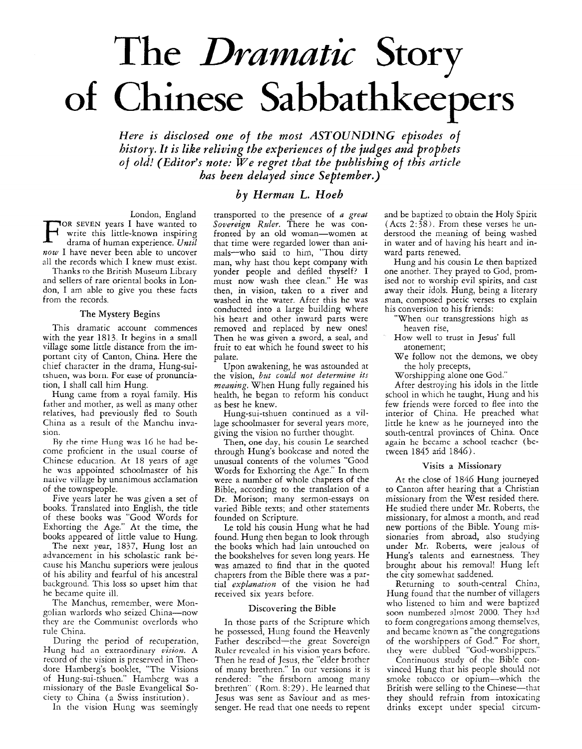# The *Dramatic* Story of Chinese Sabbathkeepers

***Here is disclosed one of the most ASTOUNDING episodes of history. It is like reliving the experiences of the judges and prophets of old! (Editor's note: We regret that the publishing of this article has been delayed since September.)***

*by Herman L. Hoeh*

London, England

FOR SEVEN years I have wanted to write this little-known inspiring drama of human experience. *Until now* I have never been able to uncover all the records which I knew must exist.

Thanks to the British Museum Library and sellers of rare oriental books in London, I am able to give you these facts from the records.

### The Mystery Begins

This dramatic account commences with the year 1813. It begins in a small village some little distance from the important city of Canton, China. Here the chief character in the drama, Hung-sui-tshuen, was born. For ease of pronunciation, I shall call him Hung.

Hung came from a royal family. His father and mother, as well as many other relatives, had previously fled to South China as a result of the Manchu invasion.

By the time Hung was 16 he had become proficient in the usual course of Chinese education. At 18 years of age he was appointed schoolmaster of his native village by unanimous acclamation of the townspeople.

Five years later he was given a set of books. Translated into English, the title of these books was "Good Words for Exhorting the Age." At the time, the books appeared of little value to Hung.

The next year, 1837, Hung lost an advancement in his scholastic rank because his Manchu superiors were jealous of his ability and fearful of his ancestral background. This loss so upset him that he became quite ill.

The Manchus, remember, were Mongolian warlords who seized China—now they are the Communist overlords who rule China.

During the period of recuperation, Hung had an extraordinary *vision*. A record of the vision is preserved in Theodore Hamberg's booklet, "The Visions of Hung-sui-tshuen." Hamberg was a missionary of the Basle Evangelical Society to China (a Swiss institution).

In the vision Hung was seemingly transported to the presence of *a great Sovereign Ruler*. There he was confronted by an old woman—women at that time were regarded lower than animals—who said to him, "Thou dirty man, why hast thou kept company with yonder people and defiled thyself? I must now wash thee clean." He was then, in vision, taken to a river and washed in the water. After this he was conducted into a large building where his heart and other inward parts were removed and replaced by new ones! Then he was given a sword, a seal, and fruit to eat which he found sweet to his palate.

Upon awakening, he was astounded at the vision, *but could not determine its meaning*. When Hung fully regained his health, he began to reform his conduct as best he knew.

Hung-sui-tshuen continued as a village schoolmaster for several years more, giving the vision no further thought.

Then, one day, his cousin Le searched through Hung's bookcase and noted the unusual contents of the volumes "Good Words for Exhorting the Age." In them were a number of whole chapters of the Bible, according to the translation of a Dr. Morison; many sermon-essays on varied Bible texts; and other statements founded on Scripture.

Le told his cousin Hung what he had found. Hung then began to look through the books which had lain untouched on the bookshelves for seven long years. He was amazed to find that in the quoted chapters from the Bible there was a partial *explanation* of the vision he had received six years before.

### Discovering the Bible

In those parts of the Scripture which he possessed, Hung found the Heavenly Father described—the great Sovereign Ruler revealed in his vision years before. Then he read of Jesus, the "elder brother of many brethren." In our versions it is rendered: "the firstborn among many brethren" (Rom. 8:29). He learned that Jesus was sent as Saviour and as messenger. He read that one needs to repent and be baptized to obtain the Holy Spirit (Acts 2:38). From these verses he understood the meaning of being washed in water and of having his heart and inward parts renewed.

Hung and his cousin Le then baptized one another. They prayed to God, promised not to worship evil spirits, and cast away their idols. Hung, being a literary man, composed poetic verses to explain his conversion to his friends:

"When our transgressions high as heaven rise,
How well to trust in Jesus' full atonement;
We follow not the demons, we obey the holy precepts,
Worshipping alone one God."

After destroying his idols in the little school in which he taught, Hung and his few friends were forced to flee into the interior of China. He preached what little he knew as he journeyed into the south-central provinces of China. Once again he became a school teacher (between 1845 and 1846).

### Visits a Missionary

At the close of 1846 Hung journeyed to Canton after hearing that a Christian missionary from the West resided there. He studied there under Mr. Roberts, the missionary, for almost a month, and read new portions of the Bible. Young missionaries from abroad, also studying under Mr. Roberts, were jealous of Hung's talents and earnestness. They brought about his removal! Hung left the city somewhat saddened.

Returning to south-central China, Hung found that the number of villagers who listened to him and were baptized soon numbered almost 2000. They had to form congregations among themselves, and became known as "the congregations of the worshippers of God." For short, they were dubbed "God-worshippers."

Continuous study of the Bible convinced Hung that his people should not smoke tobacco or opium—which the British were selling to the Chinese—that they should refrain from intoxicating drinks except under special circum-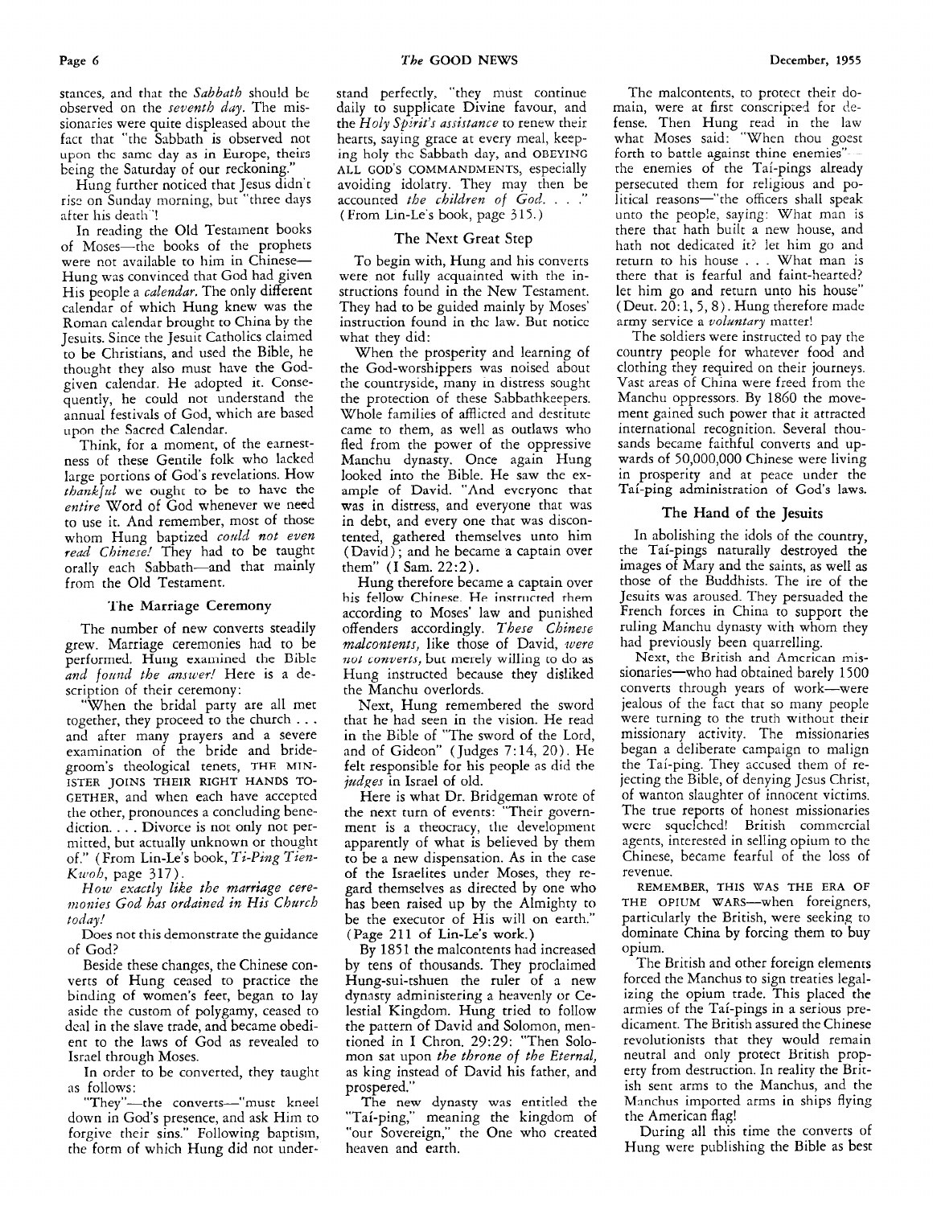stances, and that the *Sabbath* should be observed on the *seventh day*. The missionaries were quite displeased about the fact that "the Sabbath is observed not upon the same day as in Europe, theirs being the Saturday of our reckoning."

Hung further noticed that Jesus didn't rise on Sunday morning, but "three days after his death"!

In reading the Old Testament books of Moses—the books of the prophets were not available to him in Chinese—Hung was convinced that God had given His people a *calendar*. The only different calendar of which Hung knew was the Roman calendar brought to China by the Jesuits. Since the Jesuit Catholics claimed to be Christians, and used the Bible, he thought they also must have the God-given calendar. He adopted it. Consequently, he could not understand the annual festivals of God, which are based upon the Sacred Calendar.

Think, for a moment, of the earnestness of these Gentile folk who lacked large portions of God's revelations. How *thankful* we ought to be to have the *entire* Word of God whenever we need to use it. And remember, most of those whom Hung baptized *could not even read Chinese!* They had to be taught orally each Sabbath—and that mainly from the Old Testament.

### The Marriage Ceremony

The number of new converts steadily grew. Marriage ceremonies had to be performed. Hung examined the Bible *and found the answer!* Here is a description of their ceremony:

"When the bridal party are all met together, they proceed to the church . . . and after many prayers and a severe examination of the bride and bridegroom's theological tenets, THE MINISTER JOINS THEIR RIGHT HANDS TOGETHER, and when each have accepted the other, pronounces a concluding benediction. . . . Divorce is not only not permitted, but actually unknown or thought of." (From Lin-Le's book, *Ti-Ping Tien-Kwoh*, page 317).

*How exactly like the marriage ceremonies God has ordained in His Church today!*

Does not this demonstrate the guidance of God?

Beside these changes, the Chinese converts of Hung ceased to practice the binding of women's feet, began to lay aside the custom of polygamy, ceased to deal in the slave trade, and became obedient to the laws of God as revealed to Israel through Moses.

In order to be converted, they taught as follows:

"They"—the converts—"must kneel down in God's presence, and ask Him to forgive their sins." Following baptism, the form of which Hung did not understand perfectly, "they must continue daily to supplicate Divine favour, and the *Holy Spirit's assistance* to renew their hearts, saying grace at every meal, keeping holy the Sabbath day, and OBEYING ALL GOD'S COMMANDMENTS, especially avoiding idolatry. They may then be accounted *the children of God*. . . ." (From Lin-Le's book, page 315.)

### The Next Great Step

To begin with, Hung and his converts were not fully acquainted with the instructions found in the New Testament. They had to be guided mainly by Moses' instruction found in the law. But notice what they did:

When the prosperity and learning of the God-worshippers was noised about the countryside, many in distress sought the protection of these Sabbathkeepers. Whole families of afflicted and destitute came to them, as well as outlaws who fled from the power of the oppressive Manchu dynasty. Once again Hung looked into the Bible. He saw the example of David. "And everyone that was in distress, and everyone that was in debt, and every one that was discontented, gathered themselves unto him (David); and he became a captain over them" (I Sam. 22:2).

Hung therefore became a captain over his fellow Chinese. He instructed them according to Moses' law and punished offenders accordingly. *These Chinese malcontents*, like those of David, *were not converts*, but merely willing to do as Hung instructed because they disliked the Manchu overlords.

Next, Hung remembered the sword that he had seen in the vision. He read in the Bible of "The sword of the Lord, and of Gideon" (Judges 7:14, 20). He felt responsible for his people as did the *judges* in Israel of old.

Here is what Dr. Bridgeman wrote of the next turn of events: "Their government is a theocracy, the development apparently of what is believed by them to be a new dispensation. As in the case of the Israelites under Moses, they regard themselves as directed by one who has been raised up by the Almighty to be the executor of His will on earth." (Page 211 of Lin-Le's work.)

By 1851 the malcontents had increased by tens of thousands. They proclaimed Hung-sui-tshuen the ruler of a new dynasty administering a heavenly or Celestial Kingdom. Hung tried to follow the pattern of David and Solomon, mentioned in I Chron. 29:29: "Then Solomon sat upon *the throne of the Eternal*, as king instead of David his father, and prospered."

The new dynasty was entitled the "Taí-ping," meaning the kingdom of "our Sovereign," the One who created heaven and earth.

The malcontents, to protect their domain, were at first conscripted for defense. Then Hung read in the law what Moses said: "When thou goest forth to battle against thine enemies"—the enemies of the Taí-pings already persecuted them for religious and political reasons—"the officers shall speak unto the people, saying: What man is there that hath built a new house, and hath not dedicated it? let him go and return to his house . . . What man is there that is fearful and faint-hearted? let him go and return unto his house" (Deut. 20:1, 5, 8). Hung therefore made army service a *voluntary* matter!

The soldiers were instructed to pay the country people for whatever food and clothing they required on their journeys. Vast areas of China were freed from the Manchu oppressors. By 1860 the movement gained such power that it attracted international recognition. Several thousands became faithful converts and upwards of 50,000,000 Chinese were living in prosperity and at peace under the Taí-ping administration of God's laws.

### The Hand of the Jesuits

In abolishing the idols of the country, the Taí-pings naturally destroyed the images of Mary and the saints, as well as those of the Buddhists. The ire of the Jesuits was aroused. They persuaded the French forces in China to support the ruling Manchu dynasty with whom they had previously been quarrelling.

Next, the British and American missionaries—who had obtained barely 1500 converts through years of work—were jealous of the fact that so many people were turning to the truth without their missionary activity. The missionaries began a deliberate campaign to malign the Taí-ping. They accused them of rejecting the Bible, of denying Jesus Christ, of wanton slaughter of innocent victims. The true reports of honest missionaries were squelched! British commercial agents, interested in selling opium to the Chinese, became fearful of the loss of revenue.

REMEMBER, THIS WAS THE ERA OF THE OPIUM WARS—when foreigners, particularly the British, were seeking to dominate China by forcing them to buy opium.

The British and other foreign elements forced the Manchus to sign treaties legalizing the opium trade. This placed the armies of the Taí-pings in a serious predicament. The British assured the Chinese revolutionists that they would remain neutral and only protect British property from destruction. In reality the British sent arms to the Manchus, and the Manchus imported arms in ships flying the American flag!

During all this time the converts of Hung were publishing the Bible as best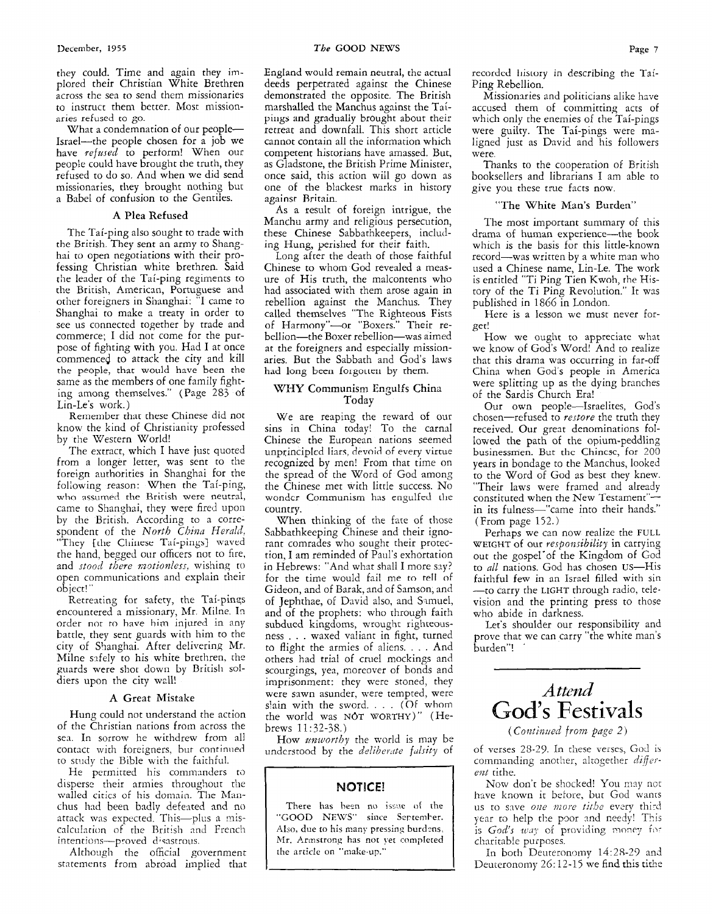they could. Time and again they implored their Christian White Brethren across the sea to send them missionaries to instruct them better. Most missionaries refused to go.

What a condemnation of our people—Israel—the people chosen for a job we have *refused* to perform! When our people could have brought the truth, they refused to do so. And when we did send missionaries, they brought nothing but a Babel of confusion to the Gentiles.

### A Plea Refused

The Taí-ping also sought to trade with the British. They sent an army to Shanghai to open negotiations with their professing Christian white brethren. Said the leader of the Taí-ping regiments to the British, American, Portuguese and other foreigners in Shanghai: "I came to Shanghai to make a treaty in order to see us connected together by trade and commerce; I did not come for the purpose of fighting with you. Had I at once commenced to attack the city and kill the people, that would have been the same as the members of one family fighting among themselves." (Page 283 of Lin-Le's work.)

Remember that these Chinese did not know the kind of Christianity professed by the Western World!

The extract, which I have just quoted from a longer letter, was sent to the foreign authorities in Shanghai for the following reason: When the Taí-ping, who assumed the British were neutral, came to Shanghai, they were fired upon by the British. According to a correspondent of the *North China Herald*, "They [the Chinese Taí-pings] waved the hand, begged our officers not to fire, and *stood there motionless*, wishing to open communications and explain their object!"

Retreating for safety, the Taí-pings encountered a missionary, Mr. Milne. In order not to have him injured in any battle, they sent guards with him to the city of Shanghai. After delivering Mr. Milne safely to his white brethren, the guards were shot down by British soldiers upon the city wall!

### A Great Mistake

Hung could not understand the action of the Christian nations from across the sea. In sorrow he withdrew from all contact with foreigners, but continued to study the Bible with the faithful.

He permitted his commanders to disperse their armies throughout the walled cities of his domain. The Manchus had been badly defeated and no attack was expected. This—plus a miscalculation of the British and French intentions—proved disastrous.

Although the official government statements from abroad implied that England would remain neutral, the actual deeds perpetrated against the Chinese demonstrated the opposite. The British marshalled the Manchus against the Taí-pings and gradually brought about their retreat and downfall. This short article cannot contain all the information which competent historians have amassed. But, as Gladstone, the British Prime Minister, once said, this action will go down as one of the blackest marks in history against Britain.

As a result of foreign intrigue, the Manchu army and religious persecution, these Chinese Sabbathkeepers, including Hung, perished for their faith.

Long after the death of those faithful Chinese to whom God revealed a measure of His truth, the malcontents who had associated with them arose again in rebellion against the Manchus. They called themselves "The Righteous Fists of Harmony"—or "Boxers." Their rebellion—the Boxer rebellion—was aimed at the foreigners and especially missionaries. But the Sabbath and God's laws had long been forgotten by them.

### WHY Communism Engulfs China Today

We are reaping the reward of our sins in China today! To the carnal Chinese the European nations seemed unprincipled liars, devoid of every virtue recognized by men! From that time on the spread of the Word of God among the Chinese met with little success. No wonder Communism has engulfed the country.

When thinking of the fate of those Sabbathkeeping Chinese and their ignorant comrades who sought their protection, I am reminded of Paul's exhortation in Hebrews: "And what shall I more say? for the time would fail me to tell of Gideon, and of Barak, and of Samson, and of Jephthae, of David also, and Samuel, and of the prophets: who through faith subdued kingdoms, wrought righteousness . . . waxed valiant in fight, turned to flight the armies of aliens. . . . And others had trial of cruel mockings and scourgings, yea, moreover of bonds and imprisonment: they were stoned, they were sawn asunder, were tempted, were slain with the sword. . . . (Of whom the world was NOT WORTHY)" (Hebrews 11:32-38.)

How *unworthy* the world is may be understood by the *deliberate falsity* of recorded history in describing the Taí-Ping Rebellion.

Missionaries and politicians alike have accused them of committing acts of which only the enemies of the Taí-pings were guilty. The Taí-pings were maligned just as David and his followers were.

Thanks to the cooperation of British booksellers and librarians I am able to give you these true facts now.

### "The White Man's Burden"

The most important summary of this drama of human experience—the book which is the basis for this little-known record—was written by a white man who used a Chinese name, Lin-Le. The work is entitled "Ti Ping Tien Kwoh, the History of the Ti Ping Revolution." It was published in 1866 in London.

Here is a lesson we must never forget!

How we ought to appreciate what we know of God's Word! And to realize that this drama was occurring in far-off China when God's people in America were splitting up as the dying branches of the Sardis Church Era!

Our own people—Israelites, God's chosen—refused to *restore* the truth they received. Our great denominations followed the path of the opium-peddling businessmen. But the Chinese, for 200 years in bondage to the Manchus, looked to the Word of God as best they knew. "Their laws were framed and already constituted when the New Testament"—in its fulness—"came into their hands." (From page 152.)

Perhaps we can now realize the FULL WEIGHT of our *responsibility* in carrying out the gospel of the Kingdom of God to *all* nations. God has chosen US—His faithful few in an Israel filled with sin—to carry the LIGHT through radio, television and the printing press to those who abide in darkness.

Let's shoulder our responsibility and prove that we can carry "the white man's burden"!

---

**NOTICE!**

There has been no issue of the "GOOD NEWS" since September. Also, due to his many pressing burdens, Mr. Armstrong has not yet completed the article on "make-up."

---

## *Attend* God's Festivals

*(Continued from page 2)*

of verses 28-29. In these verses, God is commanding another, altogether *different* tithe.

Now don't be shocked! You may not have known it before, but God wants us to save *one more tithe* every third year to help the poor and needy! This is *God's way* of providing money for charitable purposes.

In both Deuteronomy 14:28-29 and Deuteronomy 26:12-15 we find this tithe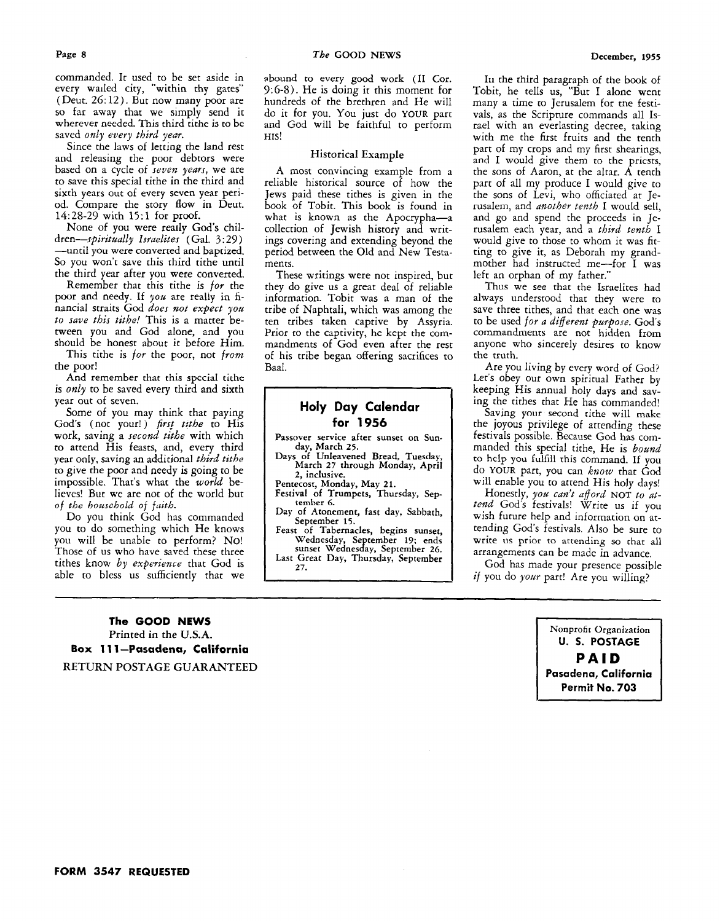commanded. It used to be set aside in every walled city, "within thy gates" (Deut. 26:12). But now many poor are so far away that we simply send it wherever needed. This third tithe is to be saved *only every third year.*

Since the laws of letting the land rest and releasing the poor debtors were based on a cycle of *seven years,* we are to save this special tithe in the third and sixth years out of every seven year period. Compare the story flow in Deut. 14:28-29 with 15:1 for proof.

None of you were really God's children—*spiritually Israelites* (Gal. 3:29)—until you were converted and baptized. So you won't save this third tithe until the third year after you were converted.

Remember that this tithe is *for* the poor and needy. If *you* are really in financial straits God *does not expect you to save this tithe!* This is a matter between you and God alone, and you should be honest about it before Him.

This tithe is *for* the poor, not *from* the poor!

And remember that this special tithe is *only* to be saved every third and sixth year out of seven.

Some of you may think that paying God's (not your!) *first tithe* to His work, saving a *second tithe* with which to attend His feasts, and, every third year only, saving an additional *third tithe* to give the poor and needy is going to be impossible. That's what the *world* believes! But we are not of the world but *of the household of faith.*

Do you think God has commanded you to do something which He knows you will be unable to perform? NO! Those of us who have saved these three tithes know *by experience* that God is able to bless us sufficiently that we abound to every good work (II Cor. 9:6-8). He is doing it this moment for hundreds of the brethren and He will do it for you. You just do YOUR part and God will be faithful to perform HIS!

### Historical Example

A most convincing example from a reliable historical source of how the Jews paid these tithes is given in the book of Tobit. This book is found in what is known as the Apocrypha—a collection of Jewish history and writings covering and extending beyond the period between the Old and New Testaments.

These writings were not inspired, but they do give us a great deal of reliable information. Tobit was a man of the tribe of Naphtali, which was among the ten tribes taken captive by Assyria. Prior to the captivity, he kept the commandments of God even after the rest of his tribe began offering sacrifices to Baal.

In the third paragraph of the book of Tobit, he tells us, "But I alone went many a time to Jerusalem for the festivals, as the Scripture commands all Israel with an everlasting decree, taking with me the first fruits and the tenth part of my crops and my first shearings, and I would give them to the priests, the sons of Aaron, at the altar. A tenth part of all my produce I would give to the sons of Levi, who officiated at Jerusalem, and *another tenth* I would sell, and go and spend the proceeds in Jerusalem each year, and a *third tenth* I would give to those to whom it was fitting to give it, as Deborah my grandmother had instructed me—for I was left an orphan of my father."

Thus we see that the Israelites had always understood that they were to save three tithes, and that each one was to be used *for a different purpose.* God's commandments are not hidden from anyone who sincerely desires to know the truth.

Are you living by every word of God? Let's obey our own spiritual Father by keeping His annual holy days and saving the tithes that He has commanded!

Saving your second tithe will make the joyous privilege of attending these festivals possible. Because God has commanded this special tithe, He is *bound* to help you fulfill this command. If you do YOUR part, you can *know* that God will enable you to attend His holy days!

Honestly, *you can't afford* NOT *to attend* God's festivals! Write us if you wish future help and information on attending God's festivals. Also be sure to write us prior to attending so that all arrangements can be made in advance.

God has made your presence possible *if* you do *your* part! Are you willing?

## Holy Day Calendar for 1956

Passover service after sunset on Sunday, March 25.
Days of Unleavened Bread, Tuesday, March 27 through Monday, April 2, inclusive.
Pentecost, Monday, May 21.
Festival of Trumpets, Thursday, September 6.
Day of Atonement, fast day, Sabbath, September 15.
Feast of Tabernacles, begins sunset, Wednesday, September 19; ends sunset Wednesday, September 26.
Last Great Day, Thursday, September 27.

**The GOOD NEWS**
Printed in the U.S.A.
**Box 111—Pasadena, California**
RETURN POSTAGE GUARANTEED

Nonprofit Organization
**U. S. POSTAGE**
**PAID**
**Pasadena, California**
**Permit No. 703**

**FORM 3547 REQUESTED**